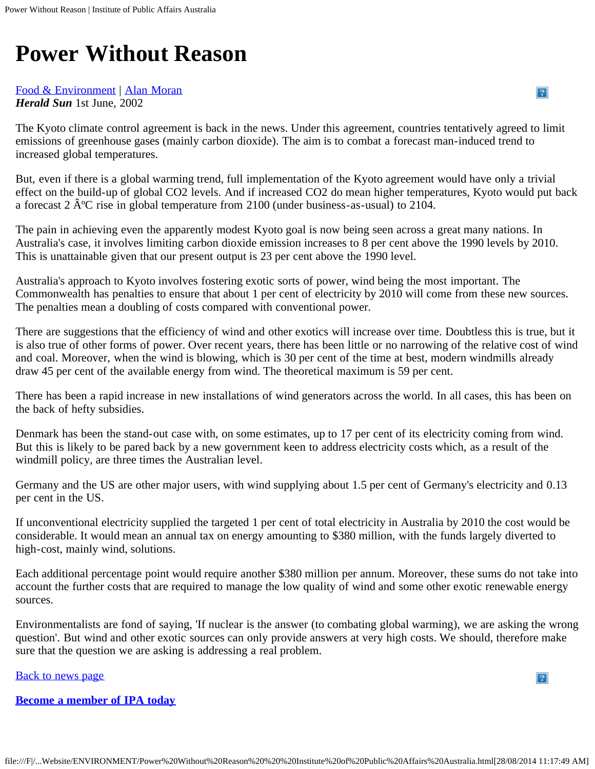# Power Without Reason

Food & Environment | Alan Moran
***Herald Sun*** 1st June, 2002

The Kyoto climate control agreement is back in the news. Under this agreement, countries tentatively agreed to limit emissions of greenhouse gases (mainly carbon dioxide). The aim is to combat a forecast man-induced trend to increased global temperatures.

But, even if there is a global warming trend, full implementation of the Kyoto agreement would have only a trivial effect on the build-up of global CO2 levels. And if increased CO2 do mean higher temperatures, Kyoto would put back a forecast 2 ÂºC rise in global temperature from 2100 (under business-as-usual) to 2104.

The pain in achieving even the apparently modest Kyoto goal is now being seen across a great many nations. In Australia's case, it involves limiting carbon dioxide emission increases to 8 per cent above the 1990 levels by 2010. This is unattainable given that our present output is 23 per cent above the 1990 level.

Australia's approach to Kyoto involves fostering exotic sorts of power, wind being the most important. The Commonwealth has penalties to ensure that about 1 per cent of electricity by 2010 will come from these new sources. The penalties mean a doubling of costs compared with conventional power.

There are suggestions that the efficiency of wind and other exotics will increase over time. Doubtless this is true, but it is also true of other forms of power. Over recent years, there has been little or no narrowing of the relative cost of wind and coal. Moreover, when the wind is blowing, which is 30 per cent of the time at best, modern windmills already draw 45 per cent of the available energy from wind. The theoretical maximum is 59 per cent.

There has been a rapid increase in new installations of wind generators across the world. In all cases, this has been on the back of hefty subsidies.

Denmark has been the stand-out case with, on some estimates, up to 17 per cent of its electricity coming from wind. But this is likely to be pared back by a new government keen to address electricity costs which, as a result of the windmill policy, are three times the Australian level.

Germany and the US are other major users, with wind supplying about 1.5 per cent of Germany's electricity and 0.13 per cent in the US.

If unconventional electricity supplied the targeted 1 per cent of total electricity in Australia by 2010 the cost would be considerable. It would mean an annual tax on energy amounting to $380 million, with the funds largely diverted to high-cost, mainly wind, solutions.

Each additional percentage point would require another $380 million per annum. Moreover, these sums do not take into account the further costs that are required to manage the low quality of wind and some other exotic renewable energy sources.

Environmentalists are fond of saying, 'If nuclear is the answer (to combating global warming), we are asking the wrong question'. But wind and other exotic sources can only provide answers at very high costs. We should, therefore make sure that the question we are asking is addressing a real problem.

Back to news page

**Become a member of IPA today**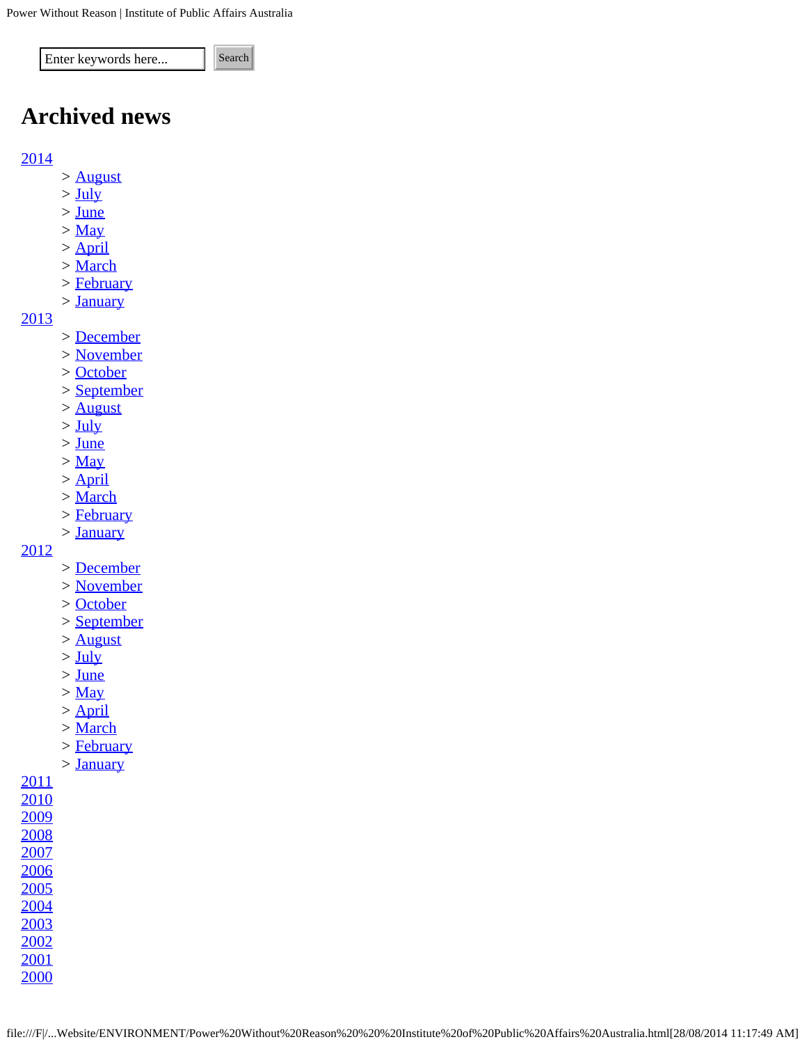Enter keywords here... Search

## Archived news

2014

> August
> July
> June
> May
> April
> March
> February
> January

2013

> December
> November
> October
> September
> August
> July
> June
> May
> April
> March
> February
> January

2012

> December
> November
> October
> September
> August
> July
> June
> May
> April
> March
> February
> January

2011
2010
2009
2008
2007
2006
2005
2004
2003
2002
2001
2000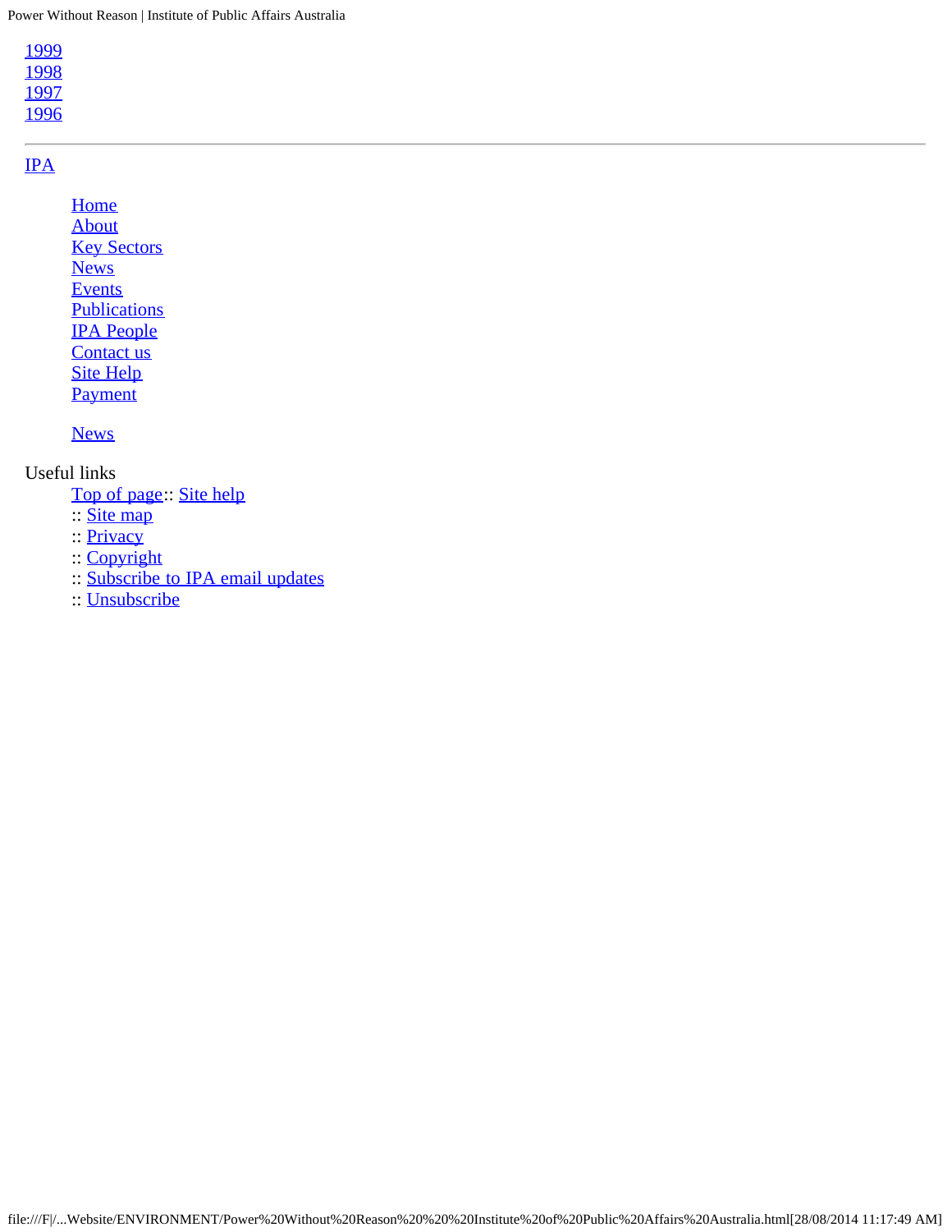1999
1998
1997
1996

---

IPA

- Home
- About
- Key Sectors
- News
- Events
- Publications
- IPA People
- Contact us
- Site Help
- Payment

- News

Useful links

- Top of page:: Site help
- :: Site map
- :: Privacy
- :: Copyright
- :: Subscribe to IPA email updates
- :: Unsubscribe